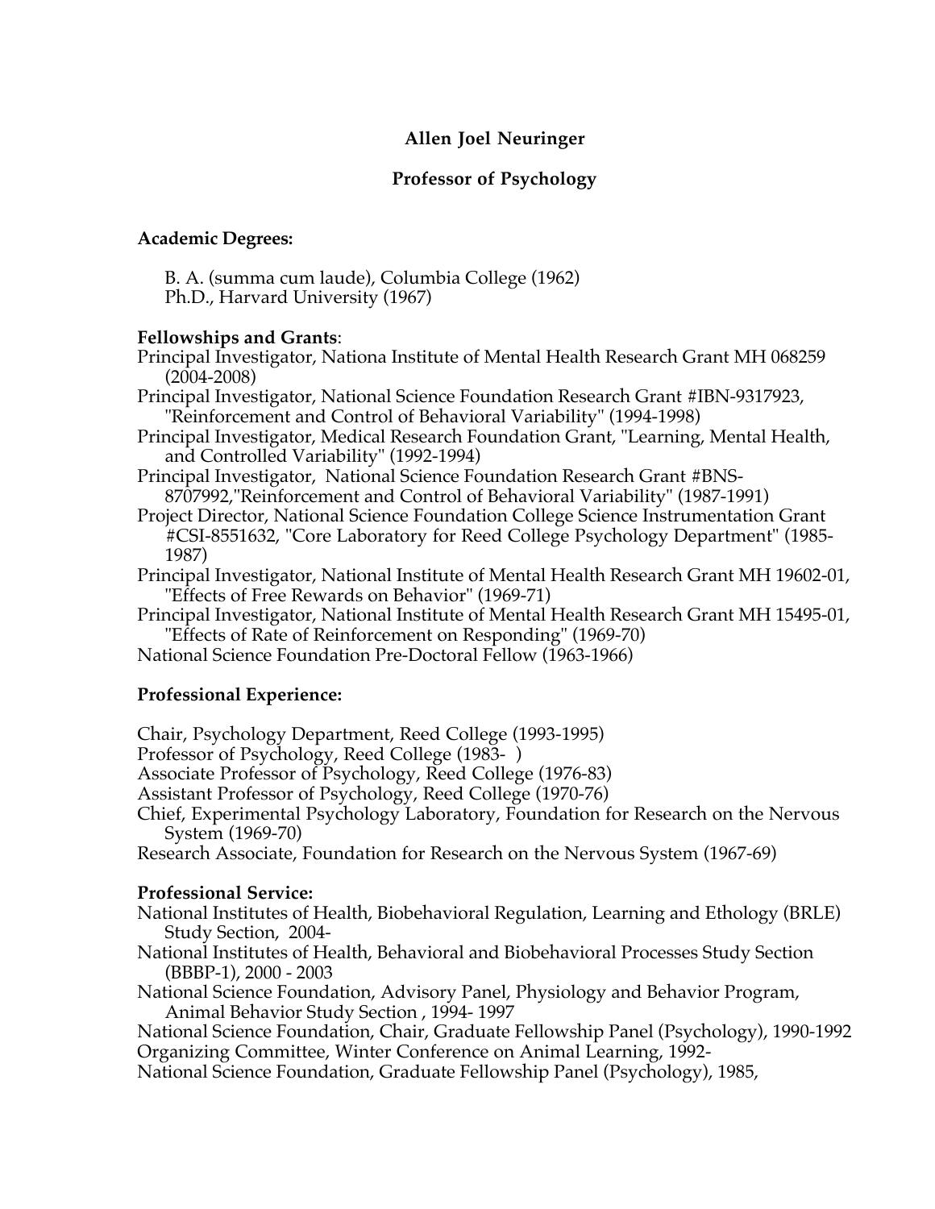# Allen Joel Neuringer

## Professor of Psychology

### Academic Degrees:

B. A. (summa cum laude), Columbia College (1962)
Ph.D., Harvard University (1967)

### Fellowships and Grants:

Principal Investigator, Nationa Institute of Mental Health Research Grant MH 068259 (2004-2008)
Principal Investigator, National Science Foundation Research Grant #IBN-9317923, "Reinforcement and Control of Behavioral Variability" (1994-1998)
Principal Investigator, Medical Research Foundation Grant, "Learning, Mental Health, and Controlled Variability" (1992-1994)
Principal Investigator, National Science Foundation Research Grant #BNS-8707992,"Reinforcement and Control of Behavioral Variability" (1987-1991)
Project Director, National Science Foundation College Science Instrumentation Grant #CSI-8551632, "Core Laboratory for Reed College Psychology Department" (1985-1987)
Principal Investigator, National Institute of Mental Health Research Grant MH 19602-01, "Effects of Free Rewards on Behavior" (1969-71)
Principal Investigator, National Institute of Mental Health Research Grant MH 15495-01, "Effects of Rate of Reinforcement on Responding" (1969-70)
National Science Foundation Pre-Doctoral Fellow (1963-1966)

### Professional Experience:

Chair, Psychology Department, Reed College (1993-1995)
Professor of Psychology, Reed College (1983- )
Associate Professor of Psychology, Reed College (1976-83)
Assistant Professor of Psychology, Reed College (1970-76)
Chief, Experimental Psychology Laboratory, Foundation for Research on the Nervous System (1969-70)
Research Associate, Foundation for Research on the Nervous System (1967-69)

### Professional Service:

National Institutes of Health, Biobehavioral Regulation, Learning and Ethology (BRLE) Study Section, 2004-
National Institutes of Health, Behavioral and Biobehavioral Processes Study Section (BBBP-1), 2000 - 2003
National Science Foundation, Advisory Panel, Physiology and Behavior Program, Animal Behavior Study Section , 1994- 1997
National Science Foundation, Chair, Graduate Fellowship Panel (Psychology), 1990-1992
Organizing Committee, Winter Conference on Animal Learning, 1992-
National Science Foundation, Graduate Fellowship Panel (Psychology), 1985,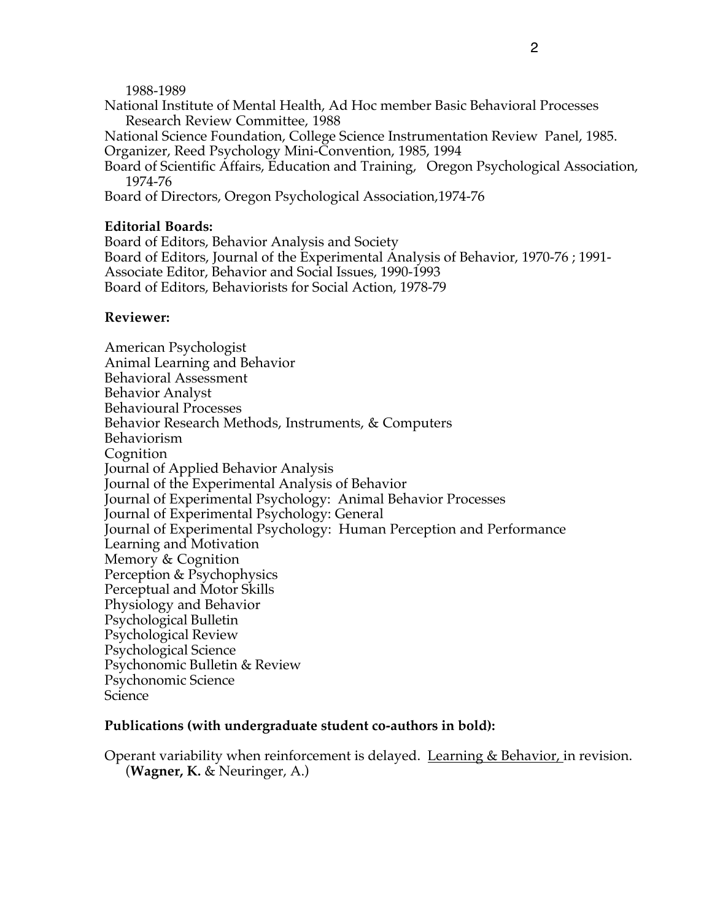1988-1989

National Institute of Mental Health, Ad Hoc member Basic Behavioral Processes Research Review Committee, 1988

National Science Foundation, College Science Instrumentation Review Panel, 1985.

Organizer, Reed Psychology Mini-Convention, 1985, 1994

Board of Scientific Affairs, Education and Training, Oregon Psychological Association, 1974-76

Board of Directors, Oregon Psychological Association,1974-76

**Editorial Boards:**

Board of Editors, Behavior Analysis and Society

Board of Editors, Journal of the Experimental Analysis of Behavior, 1970-76 ; 1991-

Associate Editor, Behavior and Social Issues, 1990-1993

Board of Editors, Behaviorists for Social Action, 1978-79

**Reviewer:**

American Psychologist

Animal Learning and Behavior

Behavioral Assessment

Behavior Analyst

Behavioural Processes

Behavior Research Methods, Instruments, & Computers

Behaviorism

Cognition

Journal of Applied Behavior Analysis

Journal of the Experimental Analysis of Behavior

Journal of Experimental Psychology: Animal Behavior Processes

Journal of Experimental Psychology: General

Journal of Experimental Psychology: Human Perception and Performance

Learning and Motivation

Memory & Cognition

Perception & Psychophysics

Perceptual and Motor Skills

Physiology and Behavior

Psychological Bulletin

Psychological Review

Psychological Science

Psychonomic Bulletin & Review

Psychonomic Science

Science

**Publications (with undergraduate student co-authors in bold):**

Operant variability when reinforcement is delayed. Learning & Behavior, in revision. (**Wagner, K.** & Neuringer, A.)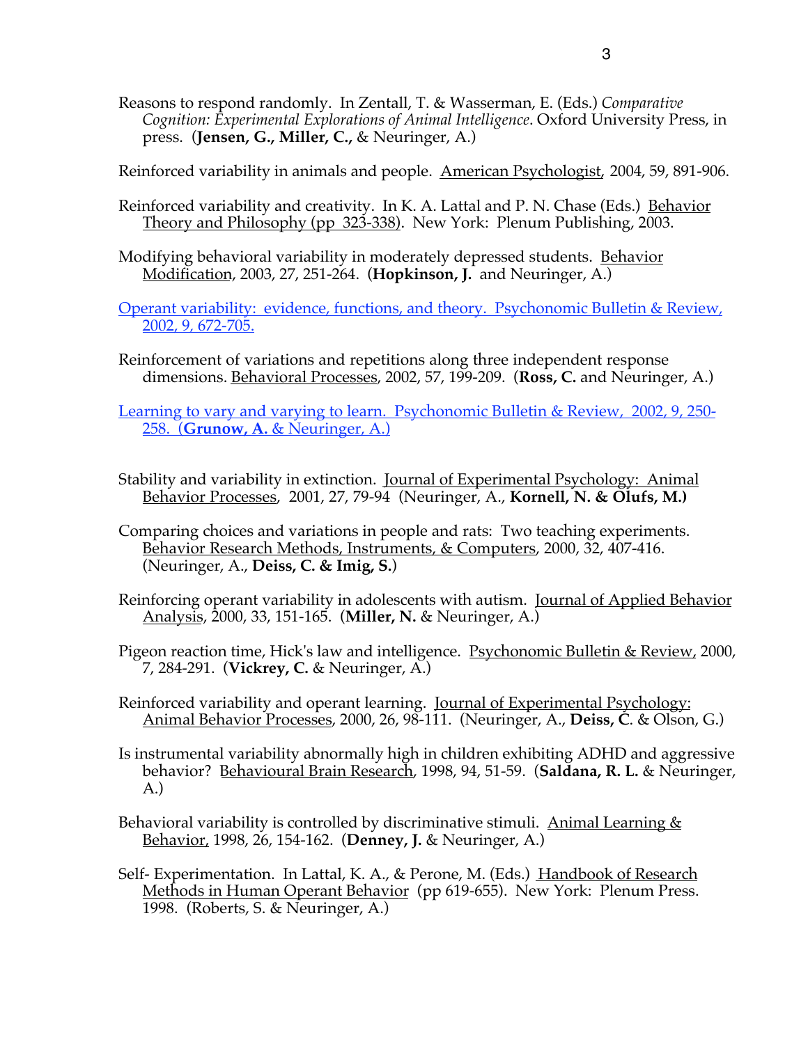Reasons to respond randomly. In Zentall, T. & Wasserman, E. (Eds.) *Comparative Cognition: Experimental Explorations of Animal Intelligence*. Oxford University Press, in press. (**Jensen, G., Miller, C.,** & Neuringer, A.)

Reinforced variability in animals and people. American Psychologist, 2004, 59, 891-906.

Reinforced variability and creativity. In K. A. Lattal and P. N. Chase (Eds.) Behavior Theory and Philosophy (pp 323-338). New York: Plenum Publishing, 2003.

Modifying behavioral variability in moderately depressed students. Behavior Modification, 2003, 27, 251-264. (**Hopkinson, J.** and Neuringer, A.)

Operant variability: evidence, functions, and theory. Psychonomic Bulletin & Review, 2002, 9, 672-705.

Reinforcement of variations and repetitions along three independent response dimensions. Behavioral Processes, 2002, 57, 199-209. (**Ross, C.** and Neuringer, A.)

Learning to vary and varying to learn. Psychonomic Bulletin & Review, 2002, 9, 250-258. (**Grunow, A.** & Neuringer, A.)

Stability and variability in extinction. Journal of Experimental Psychology: Animal Behavior Processes, 2001, 27, 79-94 (Neuringer, A., **Kornell, N. & Olufs, M.)**

Comparing choices and variations in people and rats: Two teaching experiments. Behavior Research Methods, Instruments, & Computers, 2000, 32, 407-416. (Neuringer, A., **Deiss, C. & Imig, S.**)

Reinforcing operant variability in adolescents with autism. Journal of Applied Behavior Analysis, 2000, 33, 151-165. (**Miller, N.** & Neuringer, A.)

Pigeon reaction time, Hick's law and intelligence. Psychonomic Bulletin & Review, 2000, 7, 284-291. (**Vickrey, C.** & Neuringer, A.)

Reinforced variability and operant learning. Journal of Experimental Psychology: Animal Behavior Processes, 2000, 26, 98-111. (Neuringer, A., **Deiss, C**. & Olson, G.)

Is instrumental variability abnormally high in children exhibiting ADHD and aggressive behavior? Behavioural Brain Research, 1998, 94, 51-59. (**Saldana, R. L.** & Neuringer, A.)

Behavioral variability is controlled by discriminative stimuli. Animal Learning & Behavior, 1998, 26, 154-162. (**Denney, J.** & Neuringer, A.)

Self- Experimentation. In Lattal, K. A., & Perone, M. (Eds.) Handbook of Research Methods in Human Operant Behavior (pp 619-655). New York: Plenum Press. 1998. (Roberts, S. & Neuringer, A.)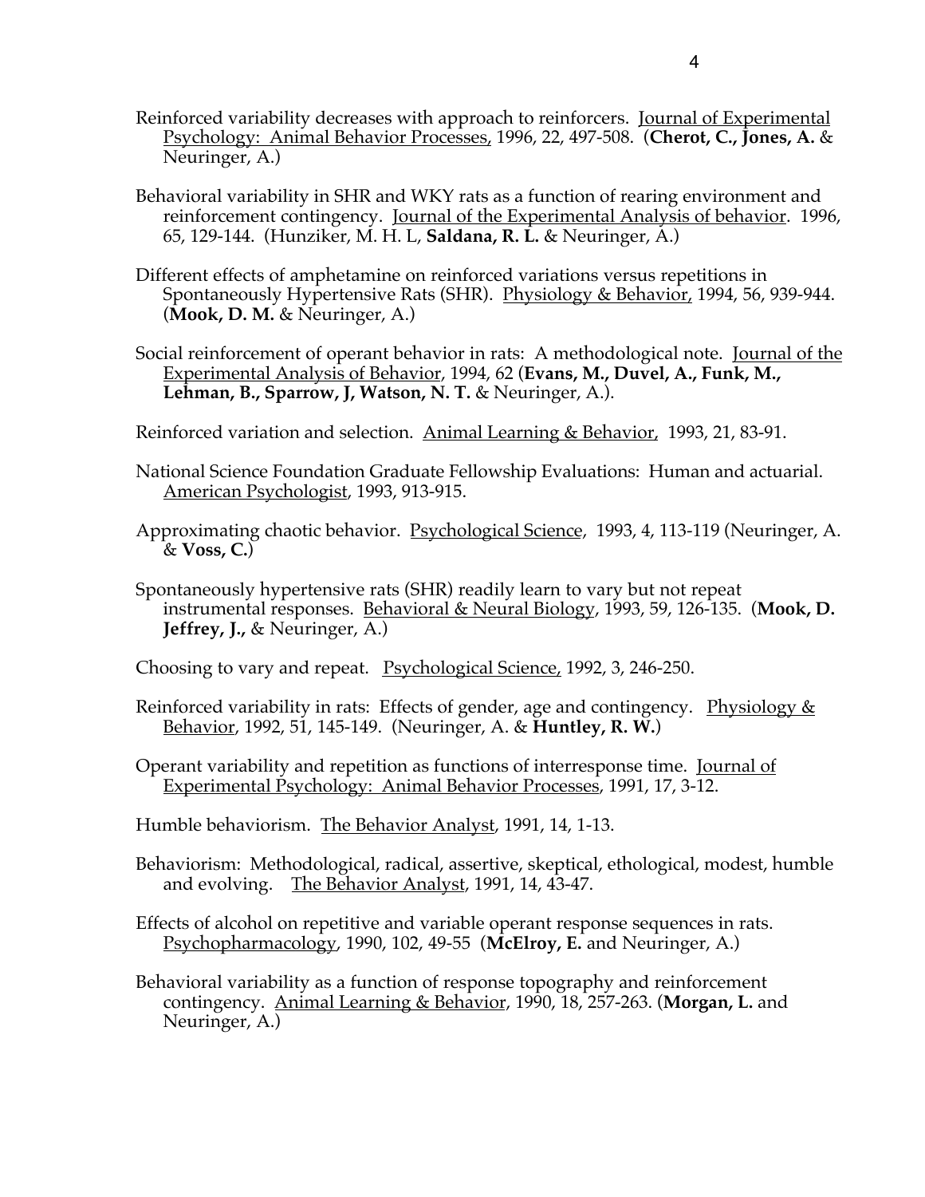Reinforced variability decreases with approach to reinforcers. Journal of Experimental Psychology: Animal Behavior Processes, 1996, 22, 497-508. (**Cherot, C., Jones, A.** & Neuringer, A.)

Behavioral variability in SHR and WKY rats as a function of rearing environment and reinforcement contingency. Journal of the Experimental Analysis of behavior. 1996, 65, 129-144. (Hunziker, M. H. L, **Saldana, R. L.** & Neuringer, A.)

Different effects of amphetamine on reinforced variations versus repetitions in Spontaneously Hypertensive Rats (SHR). Physiology & Behavior, 1994, 56, 939-944. (**Mook, D. M.** & Neuringer, A.)

Social reinforcement of operant behavior in rats: A methodological note. Journal of the Experimental Analysis of Behavior, 1994, 62 (**Evans, M., Duvel, A., Funk, M., Lehman, B., Sparrow, J, Watson, N. T.** & Neuringer, A.).

Reinforced variation and selection. Animal Learning & Behavior, 1993, 21, 83-91.

National Science Foundation Graduate Fellowship Evaluations: Human and actuarial. American Psychologist, 1993, 913-915.

Approximating chaotic behavior. Psychological Science, 1993, 4, 113-119 (Neuringer, A. & **Voss, C.**)

Spontaneously hypertensive rats (SHR) readily learn to vary but not repeat instrumental responses. Behavioral & Neural Biology, 1993, 59, 126-135. (**Mook, D. Jeffrey, J.,** & Neuringer, A.)

Choosing to vary and repeat. Psychological Science, 1992, 3, 246-250.

Reinforced variability in rats: Effects of gender, age and contingency. Physiology & Behavior, 1992, 51, 145-149. (Neuringer, A. & **Huntley, R. W.**)

Operant variability and repetition as functions of interresponse time. Journal of Experimental Psychology: Animal Behavior Processes, 1991, 17, 3-12.

Humble behaviorism. The Behavior Analyst, 1991, 14, 1-13.

Behaviorism: Methodological, radical, assertive, skeptical, ethological, modest, humble and evolving. The Behavior Analyst, 1991, 14, 43-47.

Effects of alcohol on repetitive and variable operant response sequences in rats. Psychopharmacology, 1990, 102, 49-55 (**McElroy, E.** and Neuringer, A.)

Behavioral variability as a function of response topography and reinforcement contingency. Animal Learning & Behavior, 1990, 18, 257-263. (**Morgan, L.** and Neuringer, A.)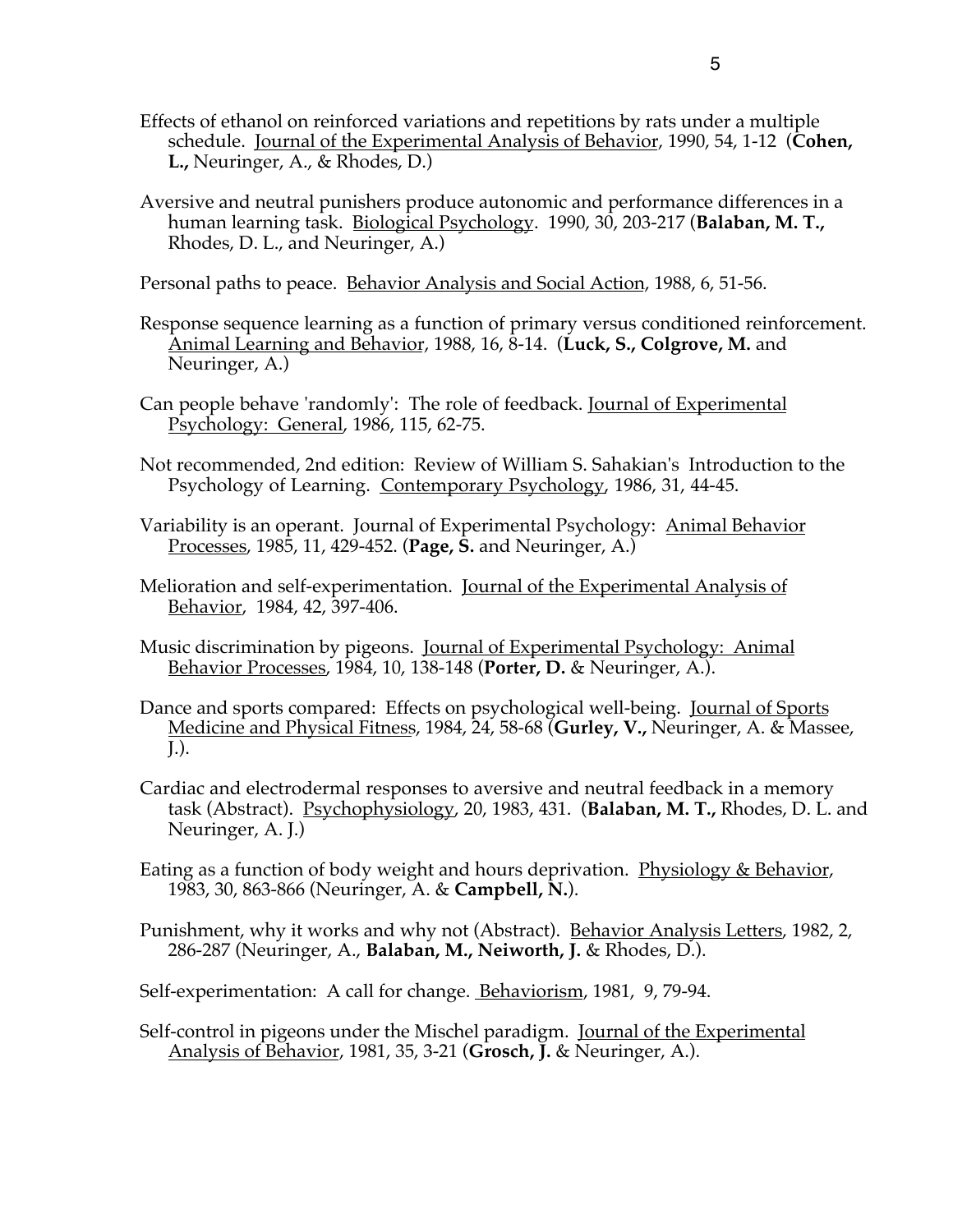Effects of ethanol on reinforced variations and repetitions by rats under a multiple schedule. Journal of the Experimental Analysis of Behavior, 1990, 54, 1-12 (**Cohen, L.,** Neuringer, A., & Rhodes, D.)

Aversive and neutral punishers produce autonomic and performance differences in a human learning task. Biological Psychology. 1990, 30, 203-217 (**Balaban, M. T.,** Rhodes, D. L., and Neuringer, A.)

Personal paths to peace. Behavior Analysis and Social Action, 1988, 6, 51-56.

Response sequence learning as a function of primary versus conditioned reinforcement. Animal Learning and Behavior, 1988, 16, 8-14. (**Luck, S., Colgrove, M.** and Neuringer, A.)

Can people behave 'randomly': The role of feedback. Journal of Experimental Psychology: General, 1986, 115, 62-75.

Not recommended, 2nd edition: Review of William S. Sahakian's Introduction to the Psychology of Learning. Contemporary Psychology, 1986, 31, 44-45.

Variability is an operant. Journal of Experimental Psychology: Animal Behavior Processes, 1985, 11, 429-452. (**Page, S.** and Neuringer, A.)

Melioration and self-experimentation. Journal of the Experimental Analysis of Behavior, 1984, 42, 397-406.

Music discrimination by pigeons. Journal of Experimental Psychology: Animal Behavior Processes, 1984, 10, 138-148 (**Porter, D.** & Neuringer, A.).

Dance and sports compared: Effects on psychological well-being. Journal of Sports Medicine and Physical Fitness, 1984, 24, 58-68 (**Gurley, V.,** Neuringer, A. & Massee, J.).

Cardiac and electrodermal responses to aversive and neutral feedback in a memory task (Abstract). Psychophysiology, 20, 1983, 431. (**Balaban, M. T.,** Rhodes, D. L. and Neuringer, A. J.)

Eating as a function of body weight and hours deprivation. Physiology & Behavior, 1983, 30, 863-866 (Neuringer, A. & **Campbell, N.**).

Punishment, why it works and why not (Abstract). Behavior Analysis Letters, 1982, 2, 286-287 (Neuringer, A., **Balaban, M., Neiworth, J.** & Rhodes, D.).

Self-experimentation: A call for change. Behaviorism, 1981, 9, 79-94.

Self-control in pigeons under the Mischel paradigm. Journal of the Experimental Analysis of Behavior, 1981, 35, 3-21 (**Grosch, J.** & Neuringer, A.).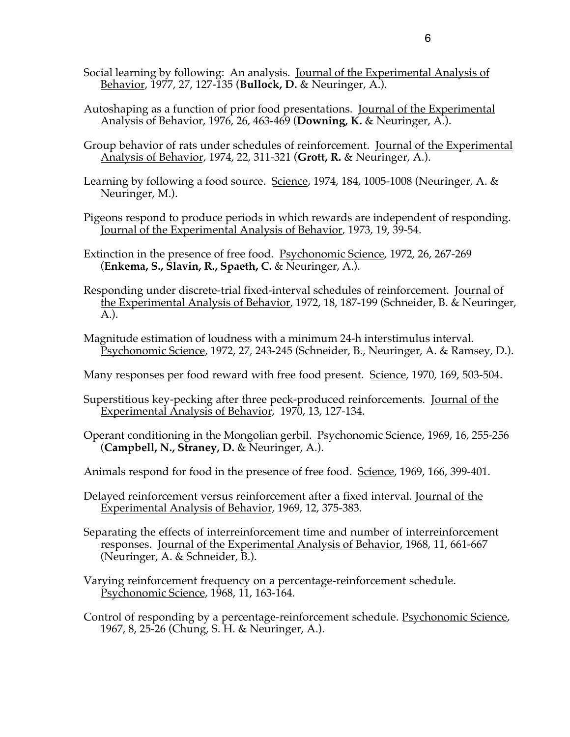Social learning by following: An analysis. Journal of the Experimental Analysis of Behavior, 1977, 27, 127-135 (**Bullock, D.** & Neuringer, A.).

Autoshaping as a function of prior food presentations. Journal of the Experimental Analysis of Behavior, 1976, 26, 463-469 (**Downing, K.** & Neuringer, A.).

Group behavior of rats under schedules of reinforcement. Journal of the Experimental Analysis of Behavior, 1974, 22, 311-321 (**Grott, R.** & Neuringer, A.).

Learning by following a food source. Science, 1974, 184, 1005-1008 (Neuringer, A. & Neuringer, M.).

Pigeons respond to produce periods in which rewards are independent of responding. Journal of the Experimental Analysis of Behavior, 1973, 19, 39-54.

Extinction in the presence of free food. Psychonomic Science, 1972, 26, 267-269 (**Enkema, S., Slavin, R., Spaeth, C.** & Neuringer, A.).

Responding under discrete-trial fixed-interval schedules of reinforcement. Journal of the Experimental Analysis of Behavior, 1972, 18, 187-199 (Schneider, B. & Neuringer, A.).

Magnitude estimation of loudness with a minimum 24-h interstimulus interval. Psychonomic Science, 1972, 27, 243-245 (Schneider, B., Neuringer, A. & Ramsey, D.).

Many responses per food reward with free food present. Science, 1970, 169, 503-504.

Superstitious key-pecking after three peck-produced reinforcements. Journal of the Experimental Analysis of Behavior, 1970, 13, 127-134.

Operant conditioning in the Mongolian gerbil. Psychonomic Science, 1969, 16, 255-256 (**Campbell, N., Straney, D.** & Neuringer, A.).

Animals respond for food in the presence of free food. Science, 1969, 166, 399-401.

Delayed reinforcement versus reinforcement after a fixed interval. Journal of the Experimental Analysis of Behavior, 1969, 12, 375-383.

Separating the effects of interreinforcement time and number of interreinforcement responses. Journal of the Experimental Analysis of Behavior, 1968, 11, 661-667 (Neuringer, A. & Schneider, B.).

Varying reinforcement frequency on a percentage-reinforcement schedule. Psychonomic Science, 1968, 11, 163-164.

Control of responding by a percentage-reinforcement schedule. Psychonomic Science, 1967, 8, 25-26 (Chung, S. H. & Neuringer, A.).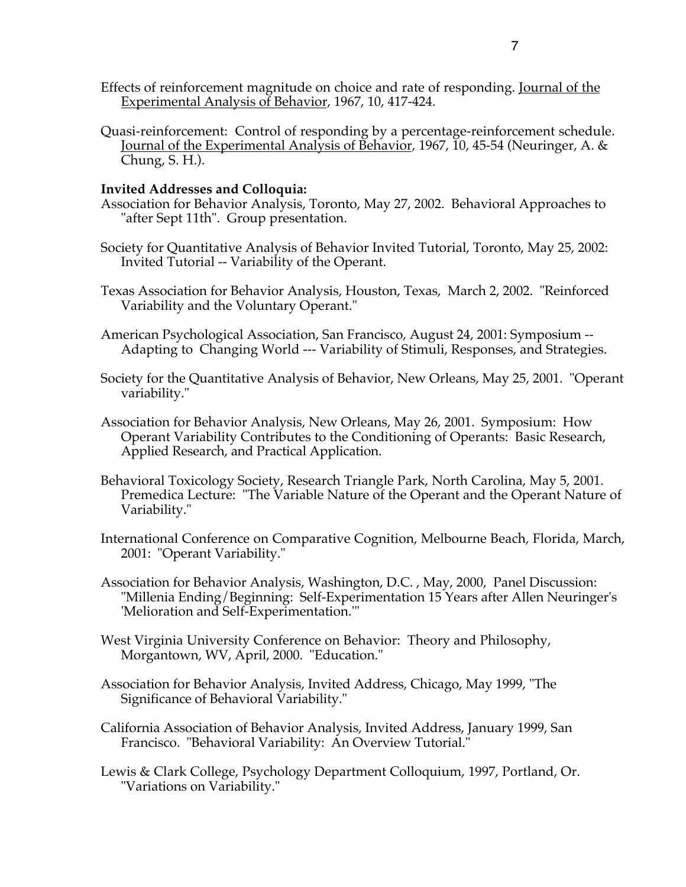Effects of reinforcement magnitude on choice and rate of responding. Journal of the Experimental Analysis of Behavior, 1967, 10, 417-424.

Quasi-reinforcement: Control of responding by a percentage-reinforcement schedule. Journal of the Experimental Analysis of Behavior, 1967, 10, 45-54 (Neuringer, A. & Chung, S. H.).

**Invited Addresses and Colloquia:**

Association for Behavior Analysis, Toronto, May 27, 2002. Behavioral Approaches to "after Sept 11th". Group presentation.

Society for Quantitative Analysis of Behavior Invited Tutorial, Toronto, May 25, 2002: Invited Tutorial -- Variability of the Operant.

Texas Association for Behavior Analysis, Houston, Texas, March 2, 2002. "Reinforced Variability and the Voluntary Operant."

American Psychological Association, San Francisco, August 24, 2001: Symposium -- Adapting to Changing World --- Variability of Stimuli, Responses, and Strategies.

Society for the Quantitative Analysis of Behavior, New Orleans, May 25, 2001. "Operant variability."

Association for Behavior Analysis, New Orleans, May 26, 2001. Symposium: How Operant Variability Contributes to the Conditioning of Operants: Basic Research, Applied Research, and Practical Application.

Behavioral Toxicology Society, Research Triangle Park, North Carolina, May 5, 2001. Premedica Lecture: "The Variable Nature of the Operant and the Operant Nature of Variability."

International Conference on Comparative Cognition, Melbourne Beach, Florida, March, 2001: "Operant Variability."

Association for Behavior Analysis, Washington, D.C. , May, 2000, Panel Discussion: "Millenia Ending/Beginning: Self-Experimentation 15 Years after Allen Neuringer's 'Melioration and Self-Experimentation.'"

West Virginia University Conference on Behavior: Theory and Philosophy, Morgantown, WV, April, 2000. "Education."

Association for Behavior Analysis, Invited Address, Chicago, May 1999, "The Significance of Behavioral Variability."

California Association of Behavior Analysis, Invited Address, January 1999, San Francisco. "Behavioral Variability: An Overview Tutorial."

Lewis & Clark College, Psychology Department Colloquium, 1997, Portland, Or. "Variations on Variability."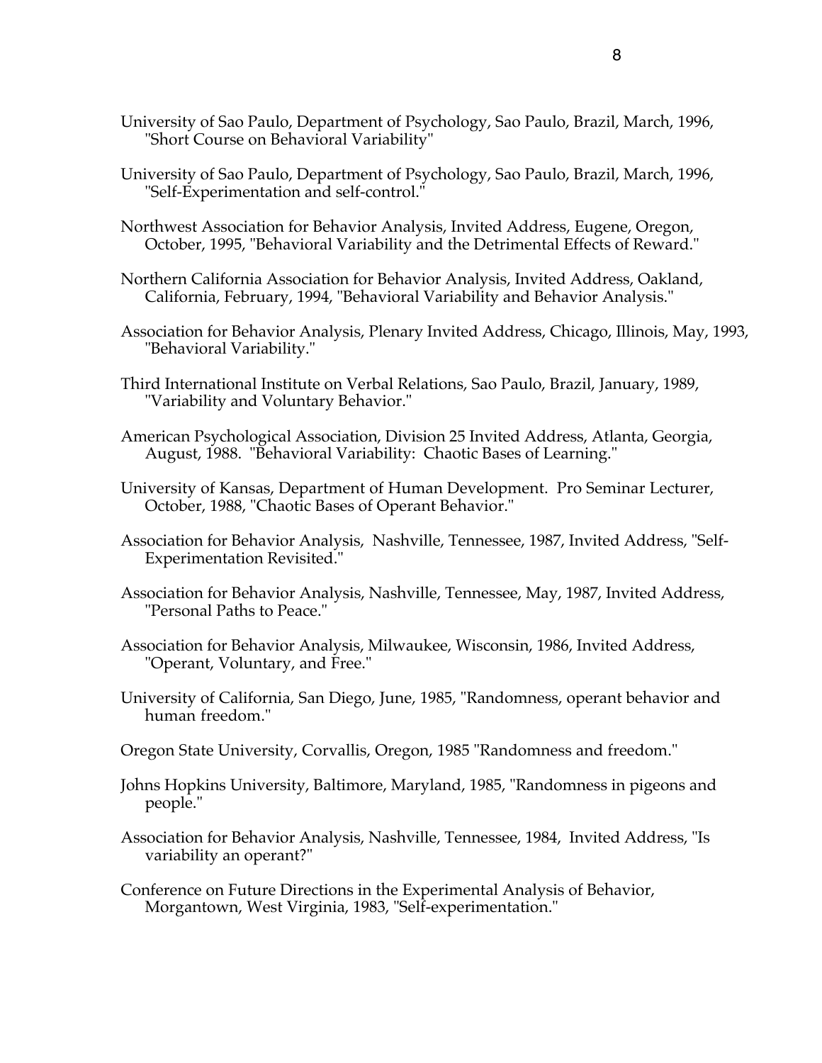University of Sao Paulo, Department of Psychology, Sao Paulo, Brazil, March, 1996, "Short Course on Behavioral Variability"

University of Sao Paulo, Department of Psychology, Sao Paulo, Brazil, March, 1996, "Self-Experimentation and self-control."

Northwest Association for Behavior Analysis, Invited Address, Eugene, Oregon, October, 1995, "Behavioral Variability and the Detrimental Effects of Reward."

Northern California Association for Behavior Analysis, Invited Address, Oakland, California, February, 1994, "Behavioral Variability and Behavior Analysis."

Association for Behavior Analysis, Plenary Invited Address, Chicago, Illinois, May, 1993, "Behavioral Variability."

Third International Institute on Verbal Relations, Sao Paulo, Brazil, January, 1989, "Variability and Voluntary Behavior."

American Psychological Association, Division 25 Invited Address, Atlanta, Georgia, August, 1988. "Behavioral Variability: Chaotic Bases of Learning."

University of Kansas, Department of Human Development. Pro Seminar Lecturer, October, 1988, "Chaotic Bases of Operant Behavior."

Association for Behavior Analysis, Nashville, Tennessee, 1987, Invited Address, "Self-Experimentation Revisited."

Association for Behavior Analysis, Nashville, Tennessee, May, 1987, Invited Address, "Personal Paths to Peace."

Association for Behavior Analysis, Milwaukee, Wisconsin, 1986, Invited Address, "Operant, Voluntary, and Free."

University of California, San Diego, June, 1985, "Randomness, operant behavior and human freedom."

Oregon State University, Corvallis, Oregon, 1985 "Randomness and freedom."

Johns Hopkins University, Baltimore, Maryland, 1985, "Randomness in pigeons and people."

Association for Behavior Analysis, Nashville, Tennessee, 1984, Invited Address, "Is variability an operant?"

Conference on Future Directions in the Experimental Analysis of Behavior, Morgantown, West Virginia, 1983, "Self-experimentation."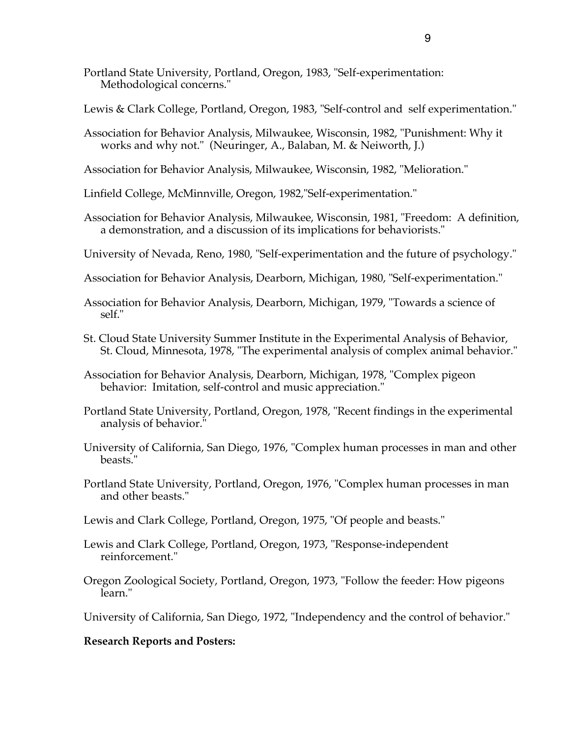Portland State University, Portland, Oregon, 1983, "Self-experimentation: Methodological concerns."

Lewis & Clark College, Portland, Oregon, 1983, "Self-control and self experimentation."

Association for Behavior Analysis, Milwaukee, Wisconsin, 1982, "Punishment: Why it works and why not." (Neuringer, A., Balaban, M. & Neiworth, J.)

Association for Behavior Analysis, Milwaukee, Wisconsin, 1982, "Melioration."

Linfield College, McMinnville, Oregon, 1982,"Self-experimentation."

Association for Behavior Analysis, Milwaukee, Wisconsin, 1981, "Freedom: A definition, a demonstration, and a discussion of its implications for behaviorists."

University of Nevada, Reno, 1980, "Self-experimentation and the future of psychology."

Association for Behavior Analysis, Dearborn, Michigan, 1980, "Self-experimentation."

Association for Behavior Analysis, Dearborn, Michigan, 1979, "Towards a science of self."

St. Cloud State University Summer Institute in the Experimental Analysis of Behavior, St. Cloud, Minnesota, 1978, "The experimental analysis of complex animal behavior."

Association for Behavior Analysis, Dearborn, Michigan, 1978, "Complex pigeon behavior: Imitation, self-control and music appreciation."

Portland State University, Portland, Oregon, 1978, "Recent findings in the experimental analysis of behavior."

University of California, San Diego, 1976, "Complex human processes in man and other beasts."

Portland State University, Portland, Oregon, 1976, "Complex human processes in man and other beasts."

Lewis and Clark College, Portland, Oregon, 1975, "Of people and beasts."

Lewis and Clark College, Portland, Oregon, 1973, "Response-independent reinforcement."

Oregon Zoological Society, Portland, Oregon, 1973, "Follow the feeder: How pigeons learn."

University of California, San Diego, 1972, "Independency and the control of behavior."

**Research Reports and Posters:**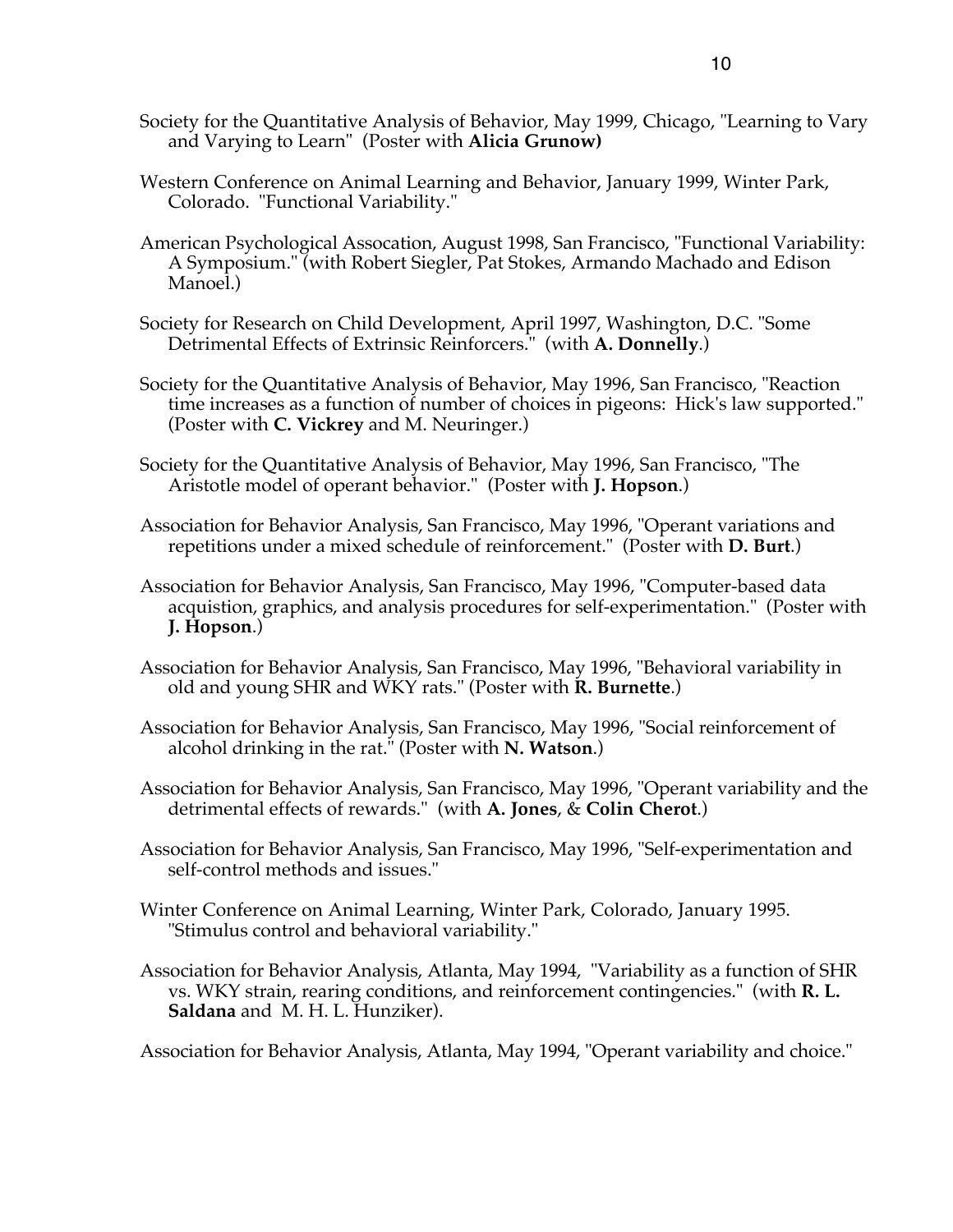Society for the Quantitative Analysis of Behavior, May 1999, Chicago, "Learning to Vary and Varying to Learn" (Poster with **Alicia Grunow)**

Western Conference on Animal Learning and Behavior, January 1999, Winter Park, Colorado. "Functional Variability."

American Psychological Assocation, August 1998, San Francisco, "Functional Variability: A Symposium." (with Robert Siegler, Pat Stokes, Armando Machado and Edison Manoel.)

Society for Research on Child Development, April 1997, Washington, D.C. "Some Detrimental Effects of Extrinsic Reinforcers." (with **A. Donnelly**.)

Society for the Quantitative Analysis of Behavior, May 1996, San Francisco, "Reaction time increases as a function of number of choices in pigeons: Hick's law supported." (Poster with **C. Vickrey** and M. Neuringer.)

Society for the Quantitative Analysis of Behavior, May 1996, San Francisco, "The Aristotle model of operant behavior." (Poster with **J. Hopson**.)

Association for Behavior Analysis, San Francisco, May 1996, "Operant variations and repetitions under a mixed schedule of reinforcement." (Poster with **D. Burt**.)

Association for Behavior Analysis, San Francisco, May 1996, "Computer-based data acquistion, graphics, and analysis procedures for self-experimentation." (Poster with **J. Hopson**.)

Association for Behavior Analysis, San Francisco, May 1996, "Behavioral variability in old and young SHR and WKY rats." (Poster with **R. Burnette**.)

Association for Behavior Analysis, San Francisco, May 1996, "Social reinforcement of alcohol drinking in the rat." (Poster with **N. Watson**.)

Association for Behavior Analysis, San Francisco, May 1996, "Operant variability and the detrimental effects of rewards." (with **A. Jones**, & **Colin Cherot**.)

Association for Behavior Analysis, San Francisco, May 1996, "Self-experimentation and self-control methods and issues."

Winter Conference on Animal Learning, Winter Park, Colorado, January 1995. "Stimulus control and behavioral variability."

Association for Behavior Analysis, Atlanta, May 1994, "Variability as a function of SHR vs. WKY strain, rearing conditions, and reinforcement contingencies." (with **R. L. Saldana** and M. H. L. Hunziker).

Association for Behavior Analysis, Atlanta, May 1994, "Operant variability and choice."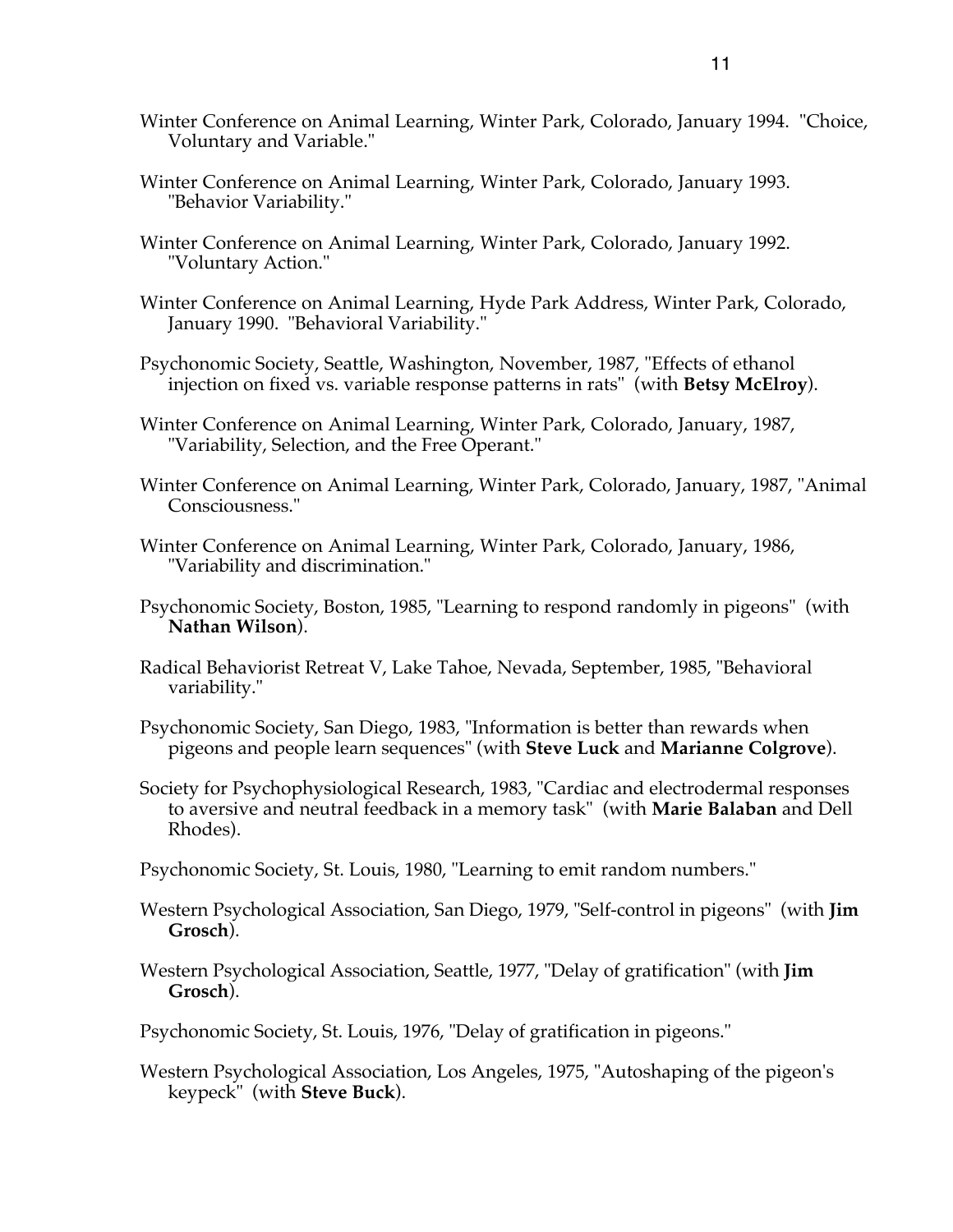Winter Conference on Animal Learning, Winter Park, Colorado, January 1994. "Choice, Voluntary and Variable."

Winter Conference on Animal Learning, Winter Park, Colorado, January 1993. "Behavior Variability."

Winter Conference on Animal Learning, Winter Park, Colorado, January 1992. "Voluntary Action."

Winter Conference on Animal Learning, Hyde Park Address, Winter Park, Colorado, January 1990. "Behavioral Variability."

Psychonomic Society, Seattle, Washington, November, 1987, "Effects of ethanol injection on fixed vs. variable response patterns in rats" (with **Betsy McElroy**).

Winter Conference on Animal Learning, Winter Park, Colorado, January, 1987, "Variability, Selection, and the Free Operant."

Winter Conference on Animal Learning, Winter Park, Colorado, January, 1987, "Animal Consciousness."

Winter Conference on Animal Learning, Winter Park, Colorado, January, 1986, "Variability and discrimination."

Psychonomic Society, Boston, 1985, "Learning to respond randomly in pigeons" (with **Nathan Wilson**).

Radical Behaviorist Retreat V, Lake Tahoe, Nevada, September, 1985, "Behavioral variability."

Psychonomic Society, San Diego, 1983, "Information is better than rewards when pigeons and people learn sequences" (with **Steve Luck** and **Marianne Colgrove**).

Society for Psychophysiological Research, 1983, "Cardiac and electrodermal responses to aversive and neutral feedback in a memory task" (with **Marie Balaban** and Dell Rhodes).

Psychonomic Society, St. Louis, 1980, "Learning to emit random numbers."

Western Psychological Association, San Diego, 1979, "Self-control in pigeons" (with **Jim Grosch**).

Western Psychological Association, Seattle, 1977, "Delay of gratification" (with **Jim Grosch**).

Psychonomic Society, St. Louis, 1976, "Delay of gratification in pigeons."

Western Psychological Association, Los Angeles, 1975, "Autoshaping of the pigeon's keypeck" (with **Steve Buck**).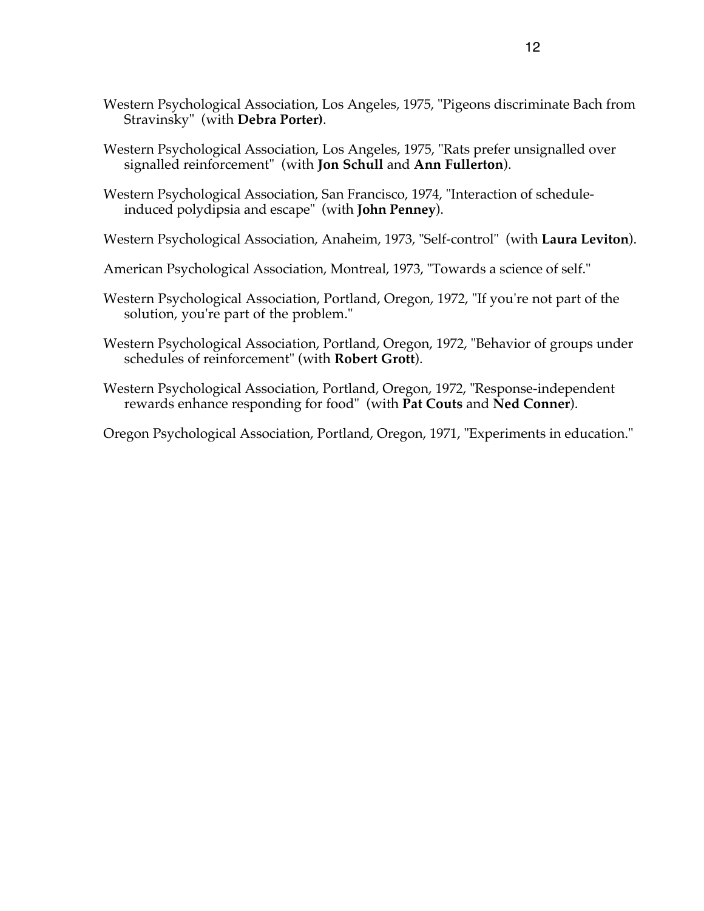Western Psychological Association, Los Angeles, 1975, "Pigeons discriminate Bach from Stravinsky" (with **Debra Porter)**.

Western Psychological Association, Los Angeles, 1975, "Rats prefer unsignalled over signalled reinforcement" (with **Jon Schull** and **Ann Fullerton**).

Western Psychological Association, San Francisco, 1974, "Interaction of schedule-induced polydipsia and escape" (with **John Penney**).

Western Psychological Association, Anaheim, 1973, "Self-control" (with **Laura Leviton**).

American Psychological Association, Montreal, 1973, "Towards a science of self."

Western Psychological Association, Portland, Oregon, 1972, "If you're not part of the solution, you're part of the problem."

Western Psychological Association, Portland, Oregon, 1972, "Behavior of groups under schedules of reinforcement" (with **Robert Grott**).

Western Psychological Association, Portland, Oregon, 1972, "Response-independent rewards enhance responding for food" (with **Pat Couts** and **Ned Conner**).

Oregon Psychological Association, Portland, Oregon, 1971, "Experiments in education."